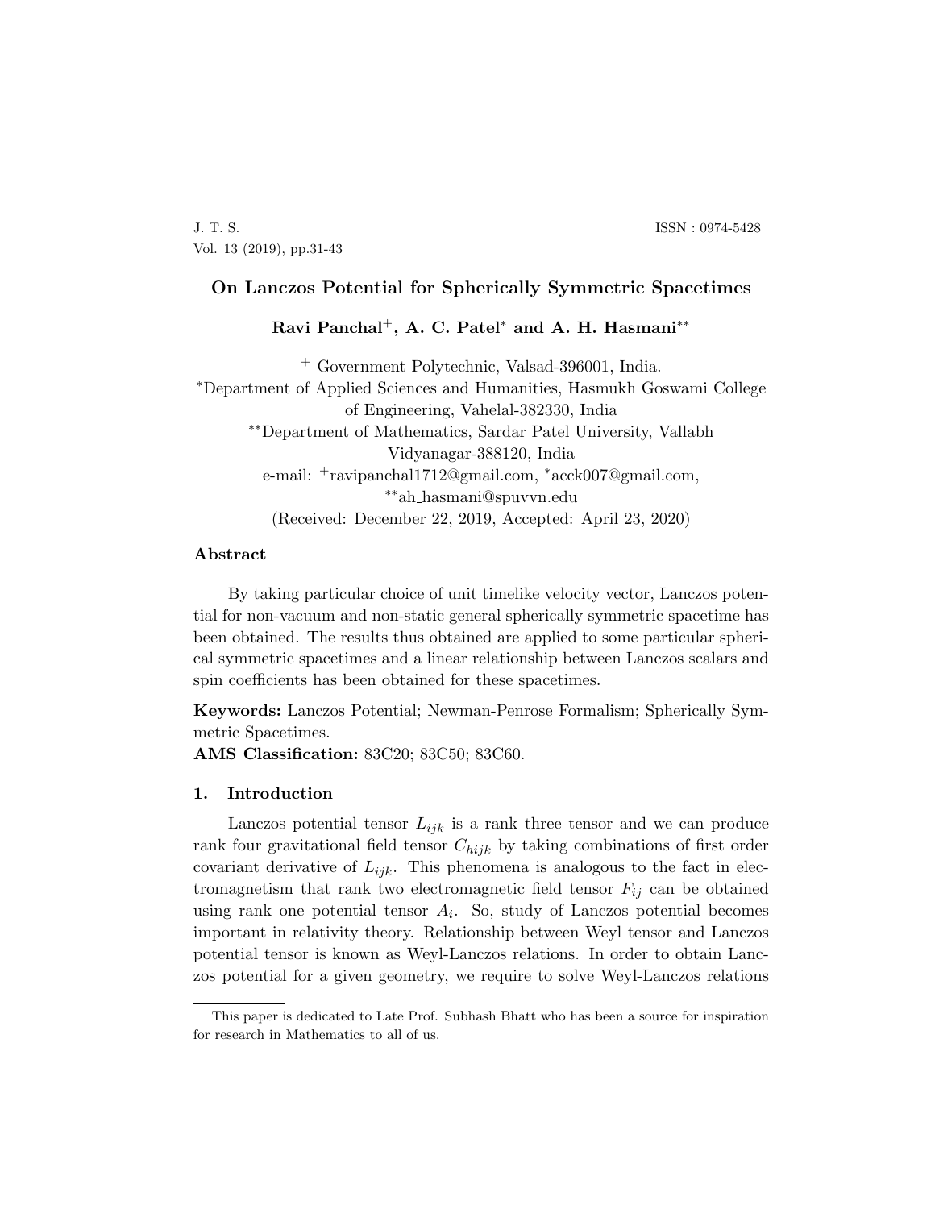# On Lanczos Potential for Spherically Symmetric Spacetimes

**Ravi Panchal[+], A. C. Patel[*] and A. H. Hasmani[**]**

[+] Government Polytechnic, Valsad-396001, India.
[*]Department of Applied Sciences and Humanities, Hasmukh Goswami College of Engineering, Vahelal-382330, India
[**]Department of Mathematics, Sardar Patel University, Vallabh Vidyanagar-388120, India
e-mail: [+]ravipanchal1712@gmail.com, [*]acck007@gmail.com, [**]ah_hasmani@spuvvn.edu
(Received: December 22, 2019, Accepted: April 23, 2020)

## Abstract

By taking particular choice of unit timelike velocity vector, Lanczos potential for non-vacuum and non-static general spherically symmetric spacetime has been obtained. The results thus obtained are applied to some particular spherical symmetric spacetimes and a linear relationship between Lanczos scalars and spin coefficients has been obtained for these spacetimes.

**Keywords:** Lanczos Potential; Newman-Penrose Formalism; Spherically Symmetric Spacetimes.
**AMS Classification:** 83C20; 83C50; 83C60.

## 1. Introduction

Lanczos potential tensor $L_{ijk}$ is a rank three tensor and we can produce rank four gravitational field tensor $C_{hijk}$ by taking combinations of first order covariant derivative of $L_{ijk}$. This phenomena is analogous to the fact in electromagnetism that rank two electromagnetic field tensor $F_{ij}$ can be obtained using rank one potential tensor $A_i$. So, study of Lanczos potential becomes important in relativity theory. Relationship between Weyl tensor and Lanczos potential tensor is known as Weyl-Lanczos relations. In order to obtain Lanczos potential for a given geometry, we require to solve Weyl-Lanczos relations

This paper is dedicated to Late Prof. Subhash Bhatt who has been a source for inspiration for research in Mathematics to all of us.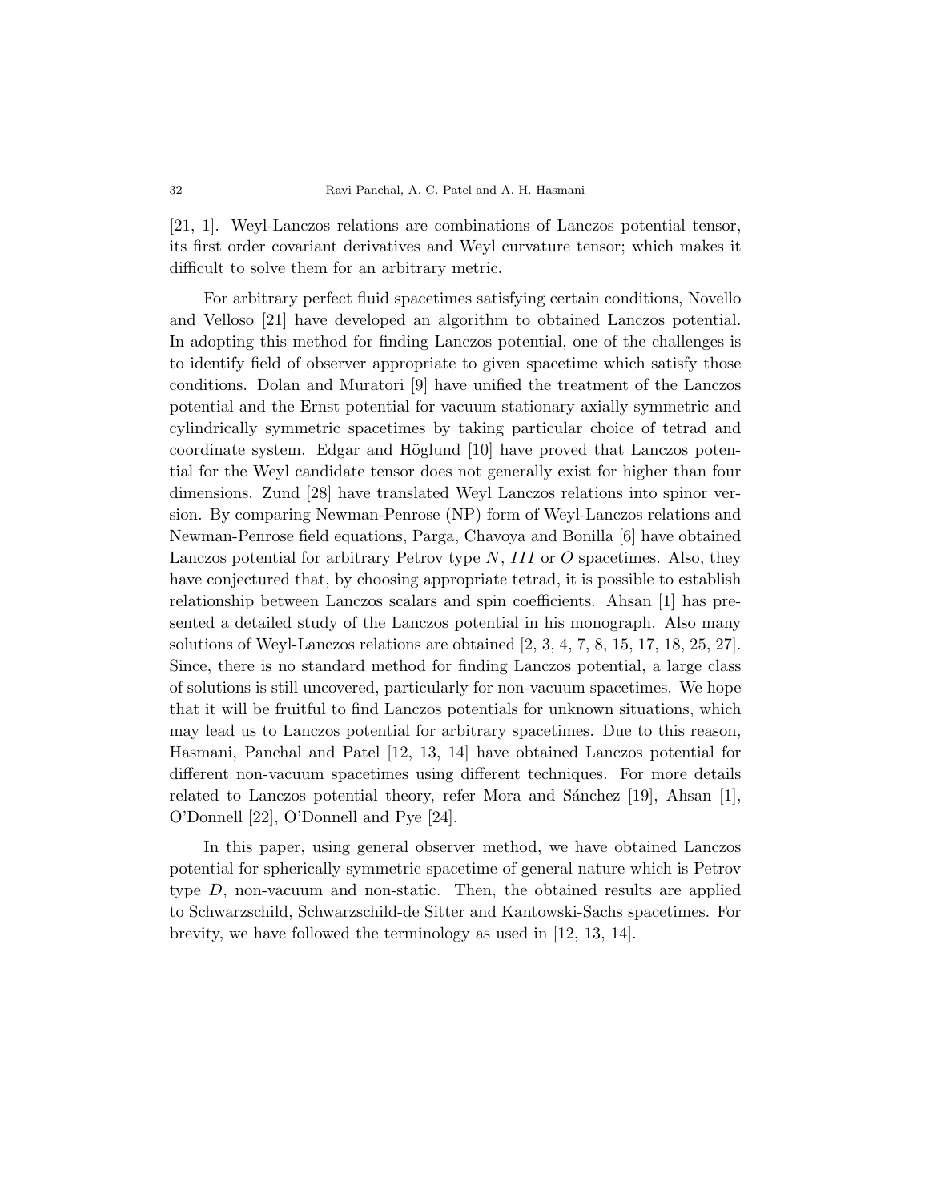[21, 1]. Weyl-Lanczos relations are combinations of Lanczos potential tensor, its first order covariant derivatives and Weyl curvature tensor; which makes it difficult to solve them for an arbitrary metric.

For arbitrary perfect fluid spacetimes satisfying certain conditions, Novello and Velloso [21] have developed an algorithm to obtained Lanczos potential. In adopting this method for finding Lanczos potential, one of the challenges is to identify field of observer appropriate to given spacetime which satisfy those conditions. Dolan and Muratori [9] have unified the treatment of the Lanczos potential and the Ernst potential for vacuum stationary axially symmetric and cylindrically symmetric spacetimes by taking particular choice of tetrad and coordinate system. Edgar and Höglund [10] have proved that Lanczos potential for the Weyl candidate tensor does not generally exist for higher than four dimensions. Zund [28] have translated Weyl Lanczos relations into spinor version. By comparing Newman-Penrose (NP) form of Weyl-Lanczos relations and Newman-Penrose field equations, Parga, Chavoya and Bonilla [6] have obtained Lanczos potential for arbitrary Petrov type $N$, $III$ or $O$ spacetimes. Also, they have conjectured that, by choosing appropriate tetrad, it is possible to establish relationship between Lanczos scalars and spin coefficients. Ahsan [1] has presented a detailed study of the Lanczos potential in his monograph. Also many solutions of Weyl-Lanczos relations are obtained [2, 3, 4, 7, 8, 15, 17, 18, 25, 27]. Since, there is no standard method for finding Lanczos potential, a large class of solutions is still uncovered, particularly for non-vacuum spacetimes. We hope that it will be fruitful to find Lanczos potentials for unknown situations, which may lead us to Lanczos potential for arbitrary spacetimes. Due to this reason, Hasmani, Panchal and Patel [12, 13, 14] have obtained Lanczos potential for different non-vacuum spacetimes using different techniques. For more details related to Lanczos potential theory, refer Mora and Sánchez [19], Ahsan [1], O'Donnell [22], O'Donnell and Pye [24].

In this paper, using general observer method, we have obtained Lanczos potential for spherically symmetric spacetime of general nature which is Petrov type $D$, non-vacuum and non-static. Then, the obtained results are applied to Schwarzschild, Schwarzschild-de Sitter and Kantowski-Sachs spacetimes. For brevity, we have followed the terminology as used in [12, 13, 14].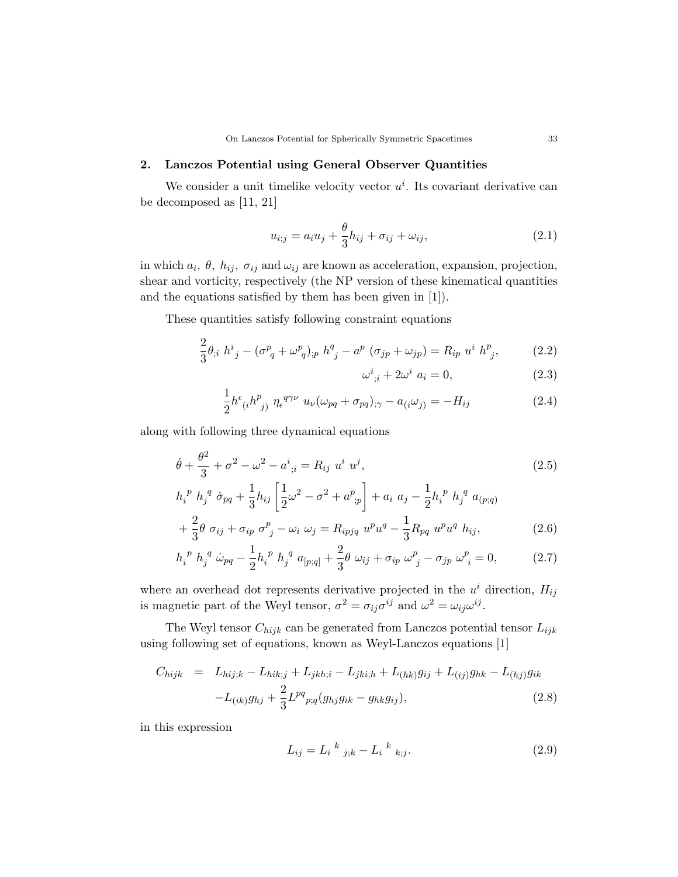## 2. Lanczos Potential using General Observer Quantities

We consider a unit timelike velocity vector $u^i$. Its covariant derivative can be decomposed as [11, 21]

$$u_{i;j} = a_i u_j + \frac{\theta}{3} h_{ij} + \sigma_{ij} + \omega_{ij}, \tag{2.1}$$

in which $a_i$, $\theta$, $h_{ij}$, $\sigma_{ij}$ and $\omega_{ij}$ are known as acceleration, expansion, projection, shear and vorticity, respectively (the NP version of these kinematical quantities and the equations satisfied by them has been given in [1]).

These quantities satisfy following constraint equations

$$\frac{2}{3}\theta_{;i}\ h^i{}_j - (\sigma^p{}_q + \omega^p{}_q)_{;p}\ h^q{}_j - a^p\ (\sigma_{jp} + \omega_{jp}) = R_{ip}\ u^i\ h^p{}_j, \tag{2.2}$$

$$\omega^i{}_{;i} + 2\omega^i\ a_i = 0, \tag{2.3}$$

$$\frac{1}{2} h^\epsilon{}_{(i} h^p{}_{j)}\ \eta_\epsilon{}^{q\gamma\nu}\ u_\nu (\omega_{pq} + \sigma_{pq})_{;\gamma} - a_{(i}\omega_{j)} = -H_{ij} \tag{2.4}$$

along with following three dynamical equations

$$\dot{\theta} + \frac{\theta^2}{3} + \sigma^2 - \omega^2 - a^i{}_{;i} = R_{ij}\ u^i\ u^j, \tag{2.5}$$

$$\begin{aligned} & h_i{}^p\ h_j{}^q\ \dot{\sigma}_{pq} + \frac{1}{3} h_{ij} \left[ \frac{1}{2}\omega^2 - \sigma^2 + a^p{}_{;p} \right] + a_i\ a_j - \frac{1}{2} h_i{}^p\ h_j{}^q\ a_{(p;q)} \\ & + \frac{2}{3}\theta\ \sigma_{ij} + \sigma_{ip}\ \sigma^p{}_j - \omega_i\ \omega_j = R_{ipjq}\ u^p u^q - \frac{1}{3} R_{pq}\ u^p u^q\ h_{ij}, \end{aligned} \tag{2.6}$$

$$h_i{}^p\ h_j{}^q\ \dot{\omega}_{pq} - \frac{1}{2} h_i{}^p\ h_j{}^q\ a_{[p;q]} + \frac{2}{3}\theta\ \omega_{ij} + \sigma_{ip}\ \omega^p{}_j - \sigma_{jp}\ \omega^p{}_i = 0, \tag{2.7}$$

where an overhead dot represents derivative projected in the $u^i$ direction, $H_{ij}$ is magnetic part of the Weyl tensor, $\sigma^2 = \sigma_{ij}\sigma^{ij}$ and $\omega^2 = \omega_{ij}\omega^{ij}$.

The Weyl tensor $C_{hijk}$ can be generated from Lanczos potential tensor $L_{ijk}$ using following set of equations, known as Weyl-Lanczos equations [1]

$$\begin{aligned} C_{hijk} \ = \ & L_{hij;k} - L_{hik;j} + L_{jkh;i} - L_{jki;h} + L_{(hk)} g_{ij} + L_{(ij)} g_{hk} - L_{(hj)} g_{ik} \\ & - L_{(ik)} g_{hj} + \frac{2}{3} L^{pq}{}_{p;q} (g_{hj} g_{ik} - g_{hk} g_{ij}), \end{aligned} \tag{2.8}$$

in this expression

$$L_{ij} = L_i{}^k{}_{j;k} - L_i{}^k{}_{k;j}. \tag{2.9}$$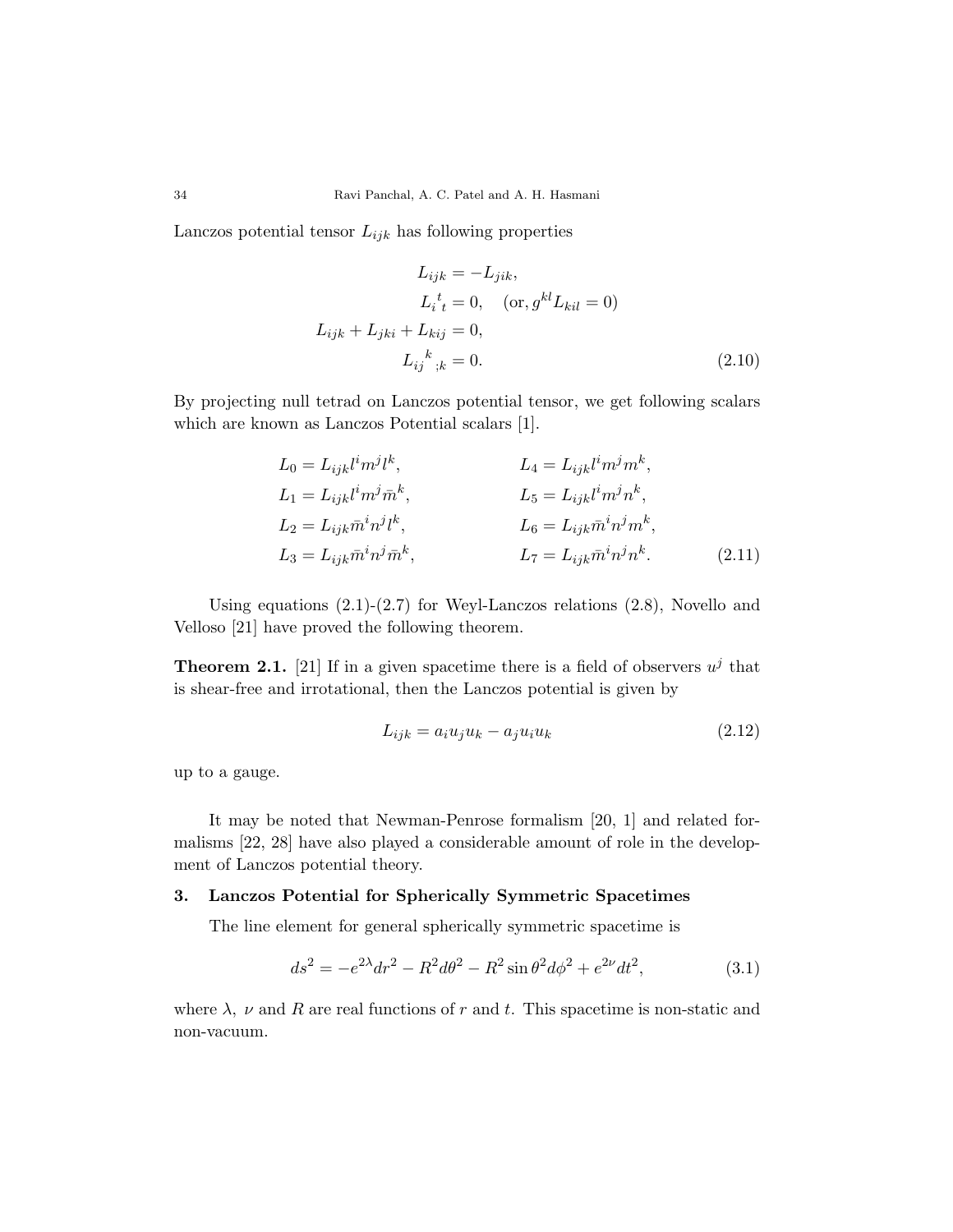Lanczos potential tensor $L_{ijk}$ has following properties

$$
\begin{aligned}
L_{ijk} &= -L_{jik}, \\
L_{i\ t}^{\ t} &= 0, \quad (\text{or}, g^{kl}L_{kil} = 0) \\
L_{ijk} + L_{jki} + L_{kij} &= 0, \\
L_{ij\ ;k}^{\ \ k} &= 0.
\end{aligned} \tag{2.10}
$$

By projecting null tetrad on Lanczos potential tensor, we get following scalars which are known as Lanczos Potential scalars [1].

$$
\begin{aligned}
L_0 &= L_{ijk}l^i m^j l^k, & L_4 &= L_{ijk}l^i m^j m^k, \\
L_1 &= L_{ijk}l^i m^j \bar{m}^k, & L_5 &= L_{ijk}l^i m^j n^k, \\
L_2 &= L_{ijk}\bar{m}^i n^j l^k, & L_6 &= L_{ijk}\bar{m}^i n^j m^k, \\
L_3 &= L_{ijk}\bar{m}^i n^j \bar{m}^k, & L_7 &= L_{ijk}\bar{m}^i n^j n^k.
\end{aligned} \tag{2.11}
$$

Using equations (2.1)-(2.7) for Weyl-Lanczos relations (2.8), Novello and Velloso [21] have proved the following theorem.

**Theorem 2.1.** [21] *If in a given spacetime there is a field of observers $u^j$ that is shear-free and irrotational, then the Lanczos potential is given by*

$$
L_{ijk} = a_i u_j u_k - a_j u_i u_k \tag{2.12}
$$

*up to a gauge.*

It may be noted that Newman-Penrose formalism [20, 1] and related formalisms [22, 28] have also played a considerable amount of role in the development of Lanczos potential theory.

## 3. Lanczos Potential for Spherically Symmetric Spacetimes

The line element for general spherically symmetric spacetime is

$$
ds^2 = -e^{2\lambda}dr^2 - R^2 d\theta^2 - R^2 \sin\theta^2 d\phi^2 + e^{2\nu}dt^2, \tag{3.1}
$$

where $\lambda$, $\nu$ and $R$ are real functions of $r$ and $t$. This spacetime is non-static and non-vacuum.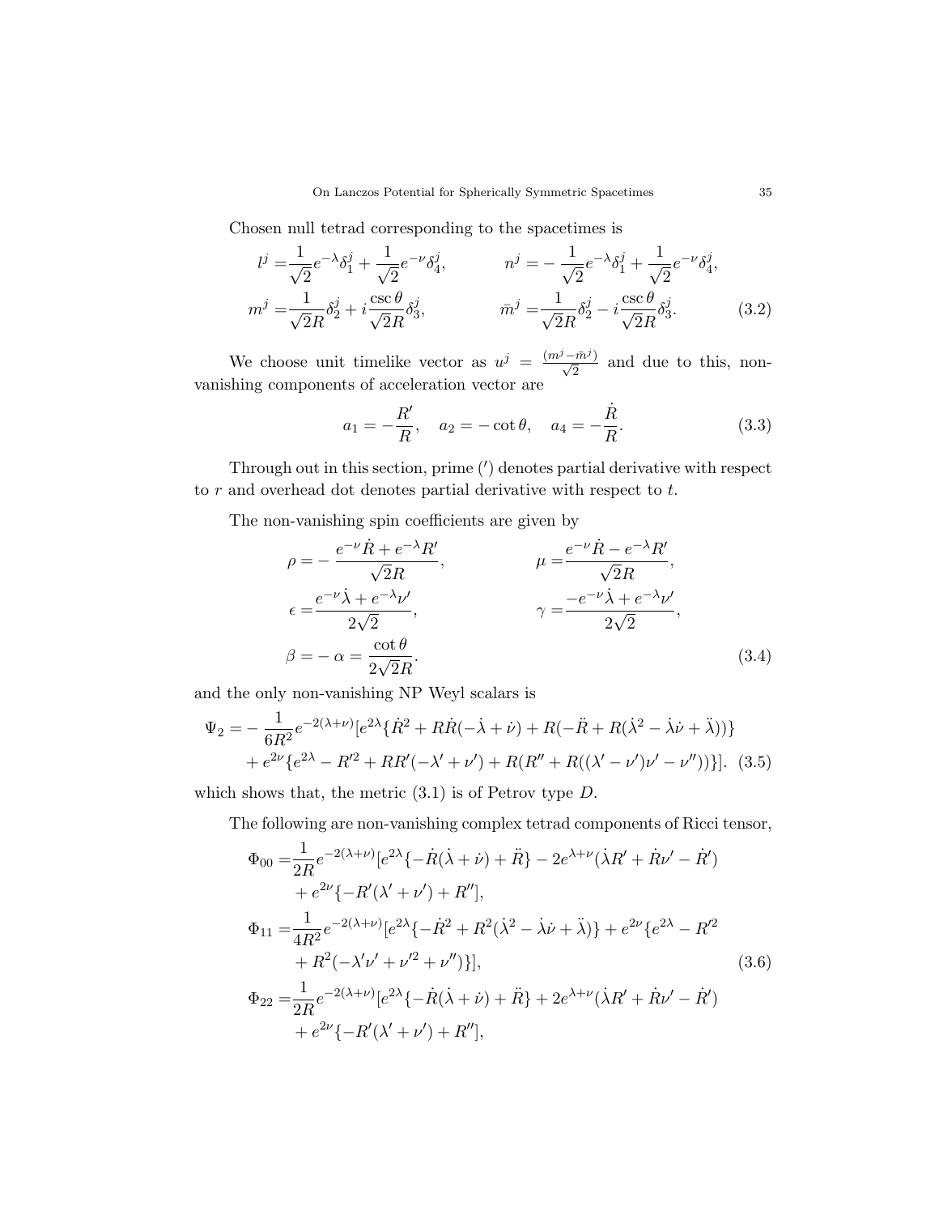Chosen null tetrad corresponding to the spacetimes is

$$
\begin{aligned}
l^j =& \frac{1}{\sqrt{2}} e^{-\lambda} \delta_1^j + \frac{1}{\sqrt{2}} e^{-\nu} \delta_4^j, & n^j =& -\frac{1}{\sqrt{2}} e^{-\lambda} \delta_1^j + \frac{1}{\sqrt{2}} e^{-\nu} \delta_4^j, \\
m^j =& \frac{1}{\sqrt{2}R} \delta_2^j + i \frac{\csc\theta}{\sqrt{2}R} \delta_3^j, & \bar{m}^j =& \frac{1}{\sqrt{2}R} \delta_2^j - i \frac{\csc\theta}{\sqrt{2}R} \delta_3^j.
\end{aligned} \tag{3.2}
$$

We choose unit timelike vector as $u^j = \frac{(m^j - \bar{m}^j)}{\sqrt{2}}$ and due to this, non-vanishing components of acceleration vector are

$$
a_1 = -\frac{R'}{R}, \quad a_2 = -\cot\theta, \quad a_4 = -\frac{\dot{R}}{R}. \tag{3.3}
$$

Through out in this section, prime ($'$) denotes partial derivative with respect to $r$ and overhead dot denotes partial derivative with respect to $t$.

The non-vanishing spin coefficients are given by

$$
\begin{aligned}
\rho =& -\frac{e^{-\nu}\dot{R} + e^{-\lambda}R'}{\sqrt{2}R}, & \mu =& \frac{e^{-\nu}\dot{R} - e^{-\lambda}R'}{\sqrt{2}R}, \\
\epsilon =& \frac{e^{-\nu}\dot{\lambda} + e^{-\lambda}\nu'}{2\sqrt{2}}, & \gamma =& \frac{-e^{-\nu}\dot{\lambda} + e^{-\lambda}\nu'}{2\sqrt{2}}, \\
\beta =& -\alpha = \frac{\cot\theta}{2\sqrt{2}R}.
\end{aligned} \tag{3.4}
$$

and the only non-vanishing NP Weyl scalars is

$$
\begin{aligned}
\Psi_2 =& -\frac{1}{6R^2} e^{-2(\lambda+\nu)} [e^{2\lambda}\{\dot{R}^2 + R\dot{R}(-\dot{\lambda} + \dot{\nu}) + R(-\ddot{R} + R(\dot{\lambda}^2 - \dot{\lambda}\dot{\nu} + \ddot{\lambda}))\} \\
&+ e^{2\nu}\{e^{2\lambda} - R'^2 + RR'(-\lambda' + \nu') + R(R'' + R((\lambda' - \nu')\nu' - \nu''))\}].
\end{aligned} \tag{3.5}
$$

which shows that, the metric (3.1) is of Petrov type $D$.

The following are non-vanishing complex tetrad components of Ricci tensor,

$$
\begin{aligned}
\Phi_{00} =& \frac{1}{2R} e^{-2(\lambda+\nu)} [e^{2\lambda}\{-\dot{R}(\dot{\lambda} + \dot{\nu}) + \ddot{R}\} - 2e^{\lambda+\nu}(\dot{\lambda}R' + \dot{R}\nu' - \dot{R}') \\
&+ e^{2\nu}\{-R'(\lambda' + \nu') + R''\}], \\
\Phi_{11} =& \frac{1}{4R^2} e^{-2(\lambda+\nu)} [e^{2\lambda}\{-\dot{R}^2 + R^2(\dot{\lambda}^2 - \dot{\lambda}\dot{\nu} + \ddot{\lambda})\} + e^{2\nu}\{e^{2\lambda} - R'^2 \\
&+ R^2(-\lambda'\nu' + \nu'^2 + \nu'')\}], \\
\Phi_{22} =& \frac{1}{2R} e^{-2(\lambda+\nu)} [e^{2\lambda}\{-\dot{R}(\dot{\lambda} + \dot{\nu}) + \ddot{R}\} + 2e^{\lambda+\nu}(\dot{\lambda}R' + \dot{R}\nu' - \dot{R}') \\
&+ e^{2\nu}\{-R'(\lambda' + \nu') + R''\}],
\end{aligned} \tag{3.6}
$$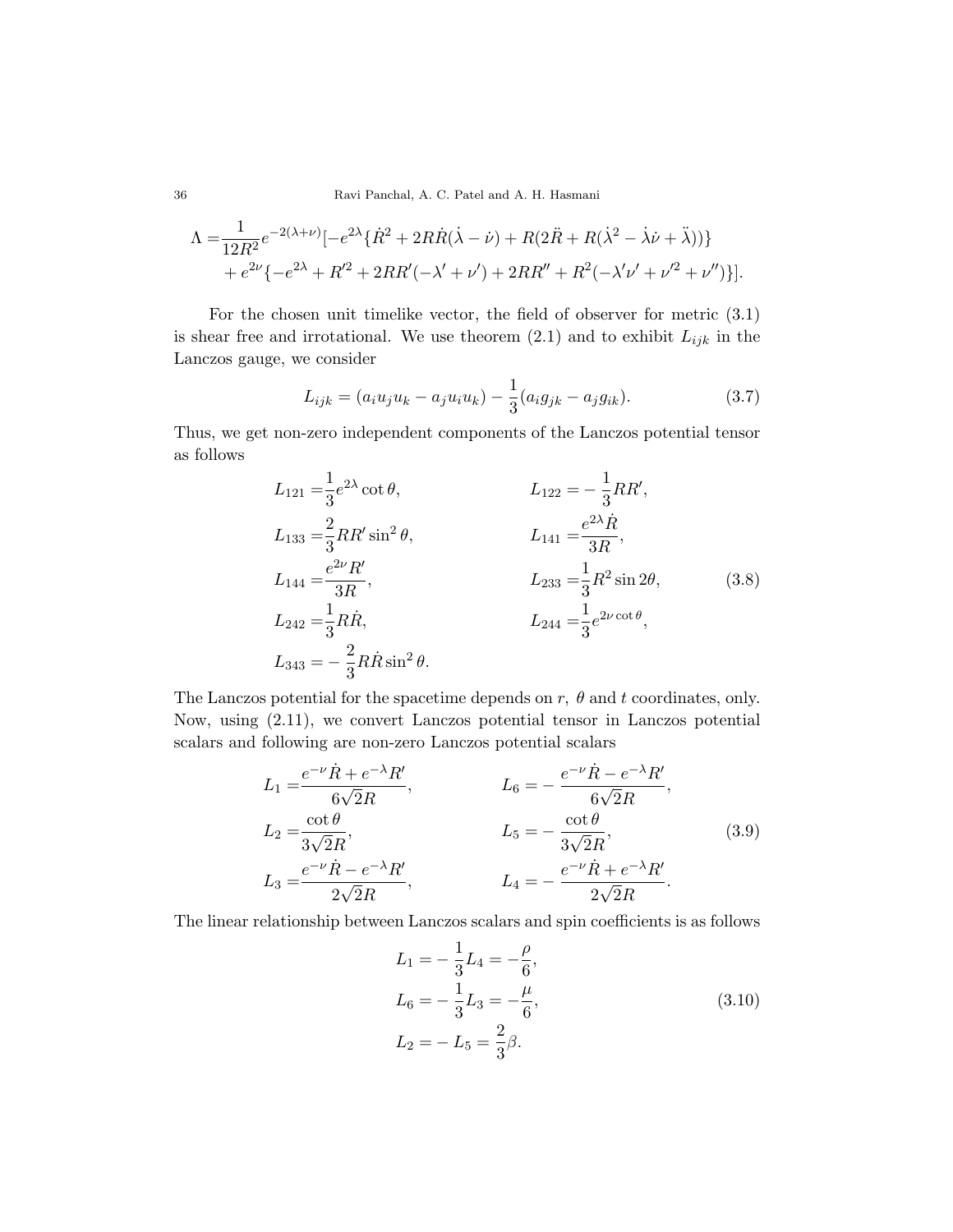$$
\begin{aligned}
\Lambda =& \frac{1}{12R^2} e^{-2(\lambda+\nu)} [-e^{2\lambda}\{\dot{R}^2 + 2R\dot{R}(\dot{\lambda} - \dot{\nu}) + R(2\ddot{R} + R(\dot{\lambda}^2 - \dot{\lambda}\dot{\nu} + \ddot{\lambda}))\} \\
&+ e^{2\nu}\{-e^{2\lambda} + R'^2 + 2RR'(-\lambda' + \nu') + 2RR'' + R^2(-\lambda'\nu' + \nu'^2 + \nu'')\}].
\end{aligned}
$$

For the chosen unit timelike vector, the field of observer for metric (3.1) is shear free and irrotational. We use theorem (2.1) and to exhibit $L_{ijk}$ in the Lanczos gauge, we consider

$$
L_{ijk} = (a_i u_j u_k - a_j u_i u_k) - \frac{1}{3}(a_i g_{jk} - a_j g_{ik}). \tag{3.7}
$$

Thus, we get non-zero independent components of the Lanczos potential tensor as follows

$$
\begin{aligned}
L_{121} &= \frac{1}{3} e^{2\lambda} \cot\theta, & L_{122} &= -\frac{1}{3} R R', \\
L_{133} &= \frac{2}{3} R R' \sin^2\theta, & L_{141} &= \frac{e^{2\lambda}\dot{R}}{3R}, \\
L_{144} &= \frac{e^{2\nu} R'}{3R}, & L_{233} &= \frac{1}{3} R^2 \sin 2\theta, \\
L_{242} &= \frac{1}{3} R\dot{R}, & L_{244} &= \frac{1}{3} e^{2\nu \cot\theta}, \\
L_{343} &= -\frac{2}{3} R\dot{R} \sin^2\theta.
\end{aligned} \tag{3.8}
$$

The Lanczos potential for the spacetime depends on $r$, $\theta$ and $t$ coordinates, only. Now, using (2.11), we convert Lanczos potential tensor in Lanczos potential scalars and following are non-zero Lanczos potential scalars

$$
\begin{aligned}
L_1 &= \frac{e^{-\nu}\dot{R} + e^{-\lambda} R'}{6\sqrt{2}R}, & L_6 &= -\frac{e^{-\nu}\dot{R} - e^{-\lambda} R'}{6\sqrt{2}R}, \\
L_2 &= \frac{\cot\theta}{3\sqrt{2}R}, & L_5 &= -\frac{\cot\theta}{3\sqrt{2}R}, \\
L_3 &= \frac{e^{-\nu}\dot{R} - e^{-\lambda} R'}{2\sqrt{2}R}, & L_4 &= -\frac{e^{-\nu}\dot{R} + e^{-\lambda} R'}{2\sqrt{2}R}.
\end{aligned} \tag{3.9}
$$

The linear relationship between Lanczos scalars and spin coefficients is as follows

$$
\begin{aligned}
L_1 &= -\frac{1}{3} L_4 = -\frac{\rho}{6}, \\
L_6 &= -\frac{1}{3} L_3 = -\frac{\mu}{6}, \\
L_2 &= -L_5 = \frac{2}{3}\beta.
\end{aligned} \tag{3.10}
$$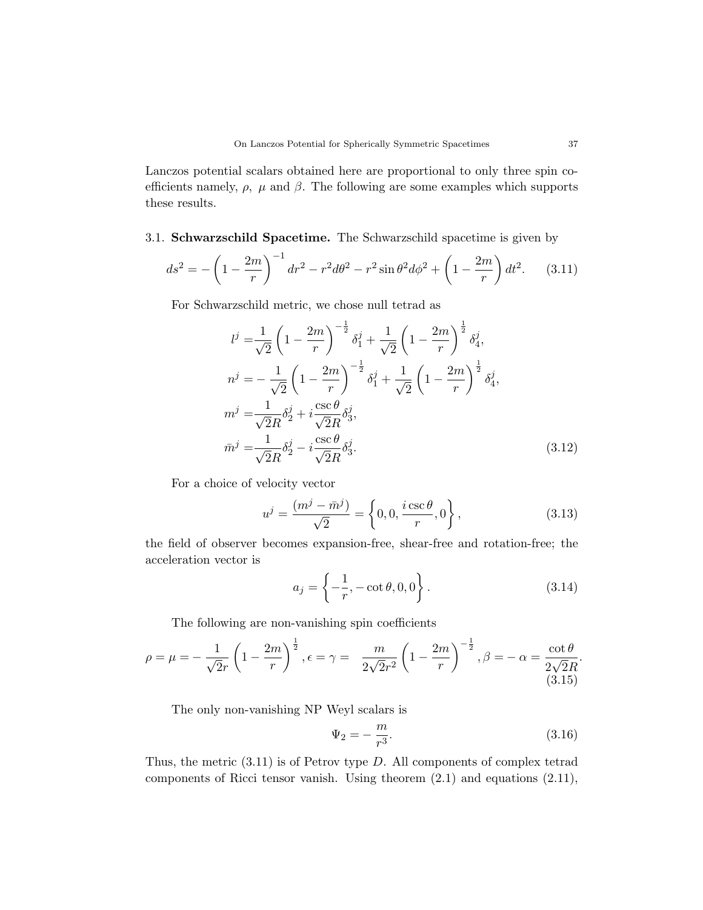Lanczos potential scalars obtained here are proportional to only three spin coefficients namely, $\rho$, $\mu$ and $\beta$. The following are some examples which supports these results.

### 3.1. Schwarzschild Spacetime.

The Schwarzschild spacetime is given by

$$ds^2 = -\left(1 - \frac{2m}{r}\right)^{-1} dr^2 - r^2 d\theta^2 - r^2 \sin\theta^2 d\phi^2 + \left(1 - \frac{2m}{r}\right) dt^2. \tag{3.11}$$

For Schwarzschild metric, we chose null tetrad as

$$\begin{aligned}
l^j =& \frac{1}{\sqrt{2}}\left(1 - \frac{2m}{r}\right)^{-\frac{1}{2}} \delta_1^j + \frac{1}{\sqrt{2}}\left(1 - \frac{2m}{r}\right)^{\frac{1}{2}} \delta_4^j, \\
n^j =& -\frac{1}{\sqrt{2}}\left(1 - \frac{2m}{r}\right)^{-\frac{1}{2}} \delta_1^j + \frac{1}{\sqrt{2}}\left(1 - \frac{2m}{r}\right)^{\frac{1}{2}} \delta_4^j, \\
m^j =& \frac{1}{\sqrt{2}R}\delta_2^j + i\frac{\csc\theta}{\sqrt{2}R}\delta_3^j, \\
\bar{m}^j =& \frac{1}{\sqrt{2}R}\delta_2^j - i\frac{\csc\theta}{\sqrt{2}R}\delta_3^j.
\end{aligned} \tag{3.12}$$

For a choice of velocity vector

$$u^j = \frac{(m^j - \bar{m}^j)}{\sqrt{2}} = \left\{0, 0, \frac{i\csc\theta}{r}, 0\right\}, \tag{3.13}$$

the field of observer becomes expansion-free, shear-free and rotation-free; the acceleration vector is

$$a_j = \left\{-\frac{1}{r}, -\cot\theta, 0, 0\right\}. \tag{3.14}$$

The following are non-vanishing spin coefficients

$$\rho = \mu = -\frac{1}{\sqrt{2}r}\left(1 - \frac{2m}{r}\right)^{\frac{1}{2}}, \epsilon = \gamma = \frac{m}{2\sqrt{2}r^2}\left(1 - \frac{2m}{r}\right)^{-\frac{1}{2}}, \beta = -\alpha = \frac{\cot\theta}{2\sqrt{2}R}. \tag{3.15}$$

The only non-vanishing NP Weyl scalars is

$$\Psi_2 = -\frac{m}{r^3}. \tag{3.16}$$

Thus, the metric (3.11) is of Petrov type $D$. All components of complex tetrad components of Ricci tensor vanish. Using theorem (2.1) and equations (2.11),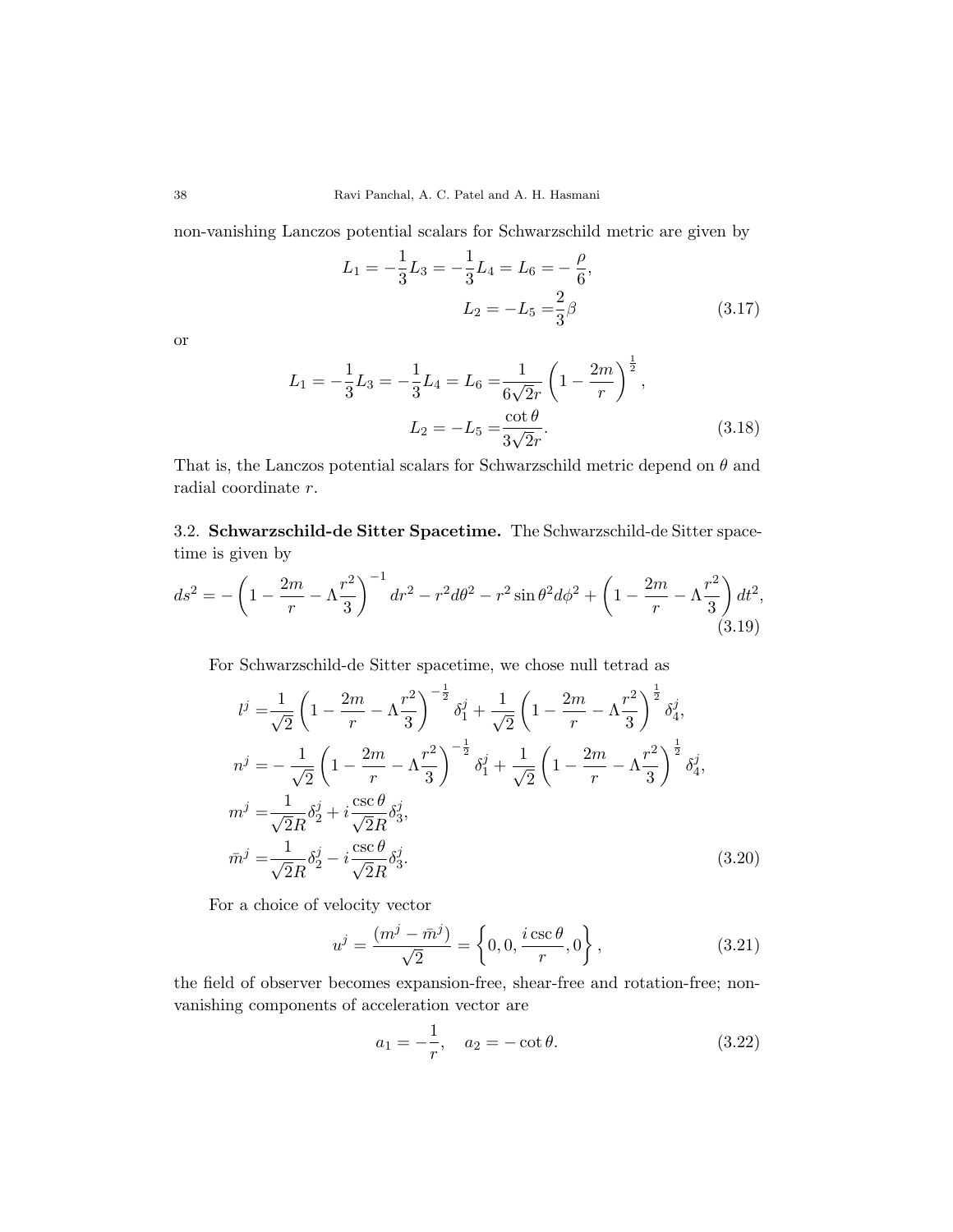non-vanishing Lanczos potential scalars for Schwarzschild metric are given by

$$
\begin{aligned}
L_1 = -\frac{1}{3}L_3 = -\frac{1}{3}L_4 = L_6 = &-\frac{\rho}{6}, \\
L_2 = -L_5 = &\frac{2}{3}\beta
\end{aligned}
\tag{3.17}
$$

or

$$
\begin{aligned}
L_1 = -\frac{1}{3}L_3 = -\frac{1}{3}L_4 = L_6 = &\frac{1}{6\sqrt{2}r}\left(1-\frac{2m}{r}\right)^{\frac{1}{2}}, \\
L_2 = -L_5 = &\frac{\cot\theta}{3\sqrt{2}r}.
\end{aligned}
\tag{3.18}
$$

That is, the Lanczos potential scalars for Schwarzschild metric depend on $\theta$ and radial coordinate $r$.

3.2. **Schwarzschild-de Sitter Spacetime.** The Schwarzschild-de Sitter spacetime is given by

$$
ds^2 = -\left(1-\frac{2m}{r}-\Lambda\frac{r^2}{3}\right)^{-1}dr^2 - r^2d\theta^2 - r^2\sin\theta^2 d\phi^2 + \left(1-\frac{2m}{r}-\Lambda\frac{r^2}{3}\right)dt^2,
\tag{3.19}
$$

For Schwarzschild-de Sitter spacetime, we chose null tetrad as

$$
\begin{aligned}
l^j =&\frac{1}{\sqrt{2}}\left(1-\frac{2m}{r}-\Lambda\frac{r^2}{3}\right)^{-\frac{1}{2}}\delta_1^j + \frac{1}{\sqrt{2}}\left(1-\frac{2m}{r}-\Lambda\frac{r^2}{3}\right)^{\frac{1}{2}}\delta_4^j, \\
n^j =&-\frac{1}{\sqrt{2}}\left(1-\frac{2m}{r}-\Lambda\frac{r^2}{3}\right)^{-\frac{1}{2}}\delta_1^j + \frac{1}{\sqrt{2}}\left(1-\frac{2m}{r}-\Lambda\frac{r^2}{3}\right)^{\frac{1}{2}}\delta_4^j, \\
m^j =&\frac{1}{\sqrt{2}R}\delta_2^j + i\frac{\csc\theta}{\sqrt{2}R}\delta_3^j, \\
\bar{m}^j =&\frac{1}{\sqrt{2}R}\delta_2^j - i\frac{\csc\theta}{\sqrt{2}R}\delta_3^j.
\end{aligned}
\tag{3.20}
$$

For a choice of velocity vector

$$
u^j = \frac{(m^j - \bar{m}^j)}{\sqrt{2}} = \left\{0, 0, \frac{i\csc\theta}{r}, 0\right\},
\tag{3.21}
$$

the field of observer becomes expansion-free, shear-free and rotation-free; non-vanishing components of acceleration vector are

$$
a_1 = -\frac{1}{r}, \quad a_2 = -\cot\theta.
\tag{3.22}
$$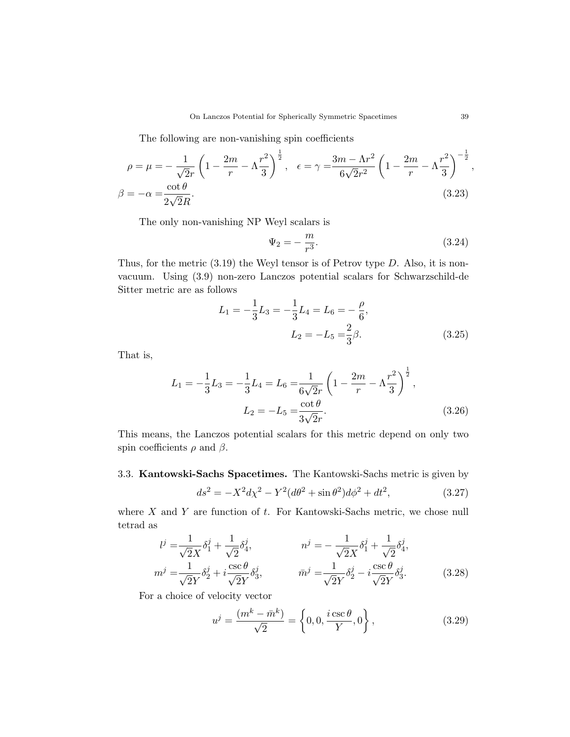The following are non-vanishing spin coefficients

$$
\begin{aligned}
\rho = \mu =& -\frac{1}{\sqrt{2}r}\left(1-\frac{2m}{r}-\Lambda\frac{r^2}{3}\right)^{\frac{1}{2}}, \quad \epsilon = \gamma = \frac{3m-\Lambda r^2}{6\sqrt{2}r^2}\left(1-\frac{2m}{r}-\Lambda\frac{r^2}{3}\right)^{-\frac{1}{2}}, \\
\beta = -\alpha =& \frac{\cot\theta}{2\sqrt{2}R}.
\end{aligned} \tag{3.23}
$$

The only non-vanishing NP Weyl scalars is

$$
\Psi_2 = -\frac{m}{r^3}. \tag{3.24}
$$

Thus, for the metric (3.19) the Weyl tensor is of Petrov type $D$. Also, it is non-vacuum. Using (3.9) non-zero Lanczos potential scalars for Schwarzschild-de Sitter metric are as follows

$$
\begin{aligned}
L_1 = -\frac{1}{3}L_3 = -\frac{1}{3}L_4 = L_6 =& -\frac{\rho}{6}, \\
L_2 = -L_5 =& \frac{2}{3}\beta.
\end{aligned} \tag{3.25}
$$

That is,

$$
\begin{aligned}
L_1 = -\frac{1}{3}L_3 = -\frac{1}{3}L_4 = L_6 =& \frac{1}{6\sqrt{2}r}\left(1-\frac{2m}{r}-\Lambda\frac{r^2}{3}\right)^{\frac{1}{2}}, \\
L_2 = -L_5 =& \frac{\cot\theta}{3\sqrt{2}r}.
\end{aligned} \tag{3.26}
$$

This means, the Lanczos potential scalars for this metric depend on only two spin coefficients $\rho$ and $\beta$.

### 3.3. Kantowski-Sachs Spacetimes.

The Kantowski-Sachs metric is given by

$$
ds^2 = -X^2 d\chi^2 - Y^2(d\theta^2 + \sin\theta^2)d\phi^2 + dt^2, \tag{3.27}
$$

where $X$ and $Y$ are function of $t$. For Kantowski-Sachs metric, we chose null tetrad as

$$
\begin{aligned}
l^j =& \frac{1}{\sqrt{2}X}\delta_1^j + \frac{1}{\sqrt{2}}\delta_4^j, & n^j =& -\frac{1}{\sqrt{2}X}\delta_1^j + \frac{1}{\sqrt{2}}\delta_4^j, \\
m^j =& \frac{1}{\sqrt{2}Y}\delta_2^j + i\frac{\csc\theta}{\sqrt{2}Y}\delta_3^j, & \bar{m}^j =& \frac{1}{\sqrt{2}Y}\delta_2^j - i\frac{\csc\theta}{\sqrt{2}Y}\delta_3^j.
\end{aligned} \tag{3.28}
$$

For a choice of velocity vector

$$
u^j = \frac{(m^k - \bar{m}^k)}{\sqrt{2}} = \left\{0, 0, \frac{i\csc\theta}{Y}, 0\right\}, \tag{3.29}
$$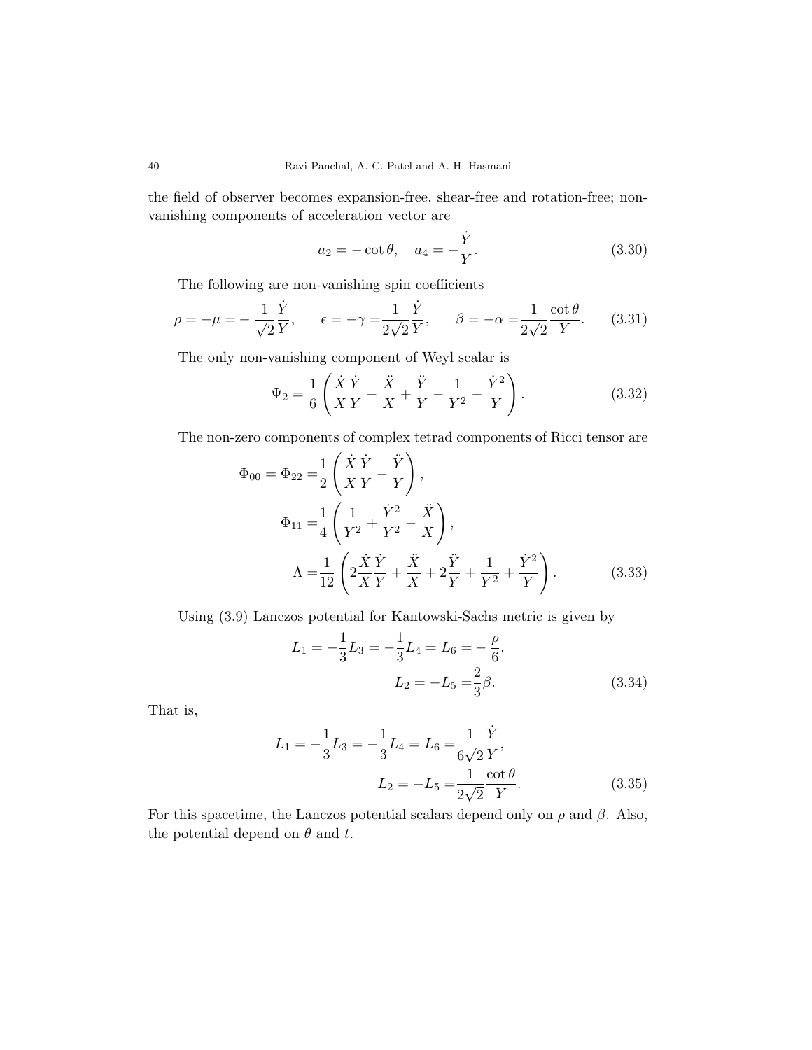the field of observer becomes expansion-free, shear-free and rotation-free; non-vanishing components of acceleration vector are

$$a_2 = -\cot\theta, \quad a_4 = -\frac{\dot{Y}}{Y}. \tag{3.30}$$

The following are non-vanishing spin coefficients

$$\rho = -\mu = -\frac{1}{\sqrt{2}}\frac{\dot{Y}}{Y}, \qquad \epsilon = -\gamma = \frac{1}{2\sqrt{2}}\frac{\dot{Y}}{Y}, \qquad \beta = -\alpha = \frac{1}{2\sqrt{2}}\frac{\cot\theta}{Y}. \tag{3.31}$$

The only non-vanishing component of Weyl scalar is

$$\Psi_2 = \frac{1}{6}\left(\frac{\dot{X}}{X}\frac{\dot{Y}}{Y} - \frac{\ddot{X}}{X} + \frac{\ddot{Y}}{Y} - \frac{1}{Y^2} - \frac{\dot{Y}^2}{Y}\right). \tag{3.32}$$

The non-zero components of complex tetrad components of Ricci tensor are

$$\begin{aligned}
\Phi_{00} = \Phi_{22} =& \frac{1}{2}\left(\frac{\dot{X}}{X}\frac{\dot{Y}}{Y} - \frac{\ddot{Y}}{Y}\right), \\
\Phi_{11} =& \frac{1}{4}\left(\frac{1}{Y^2} + \frac{\dot{Y}^2}{Y^2} - \frac{\ddot{X}}{X}\right), \\
\Lambda =& \frac{1}{12}\left(2\frac{\dot{X}}{X}\frac{\dot{Y}}{Y} + \frac{\ddot{X}}{X} + 2\frac{\ddot{Y}}{Y} + \frac{1}{Y^2} + \frac{\dot{Y}^2}{Y}\right).
\end{aligned} \tag{3.33}$$

Using (3.9) Lanczos potential for Kantowski-Sachs metric is given by

$$\begin{aligned}
L_1 = -\frac{1}{3}L_3 = -\frac{1}{3}L_4 = L_6 =& -\frac{\rho}{6}, \\
L_2 = -L_5 =& \frac{2}{3}\beta.
\end{aligned} \tag{3.34}$$

That is,

$$\begin{aligned}
L_1 = -\frac{1}{3}L_3 = -\frac{1}{3}L_4 = L_6 =& \frac{1}{6\sqrt{2}}\frac{\dot{Y}}{Y}, \\
L_2 = -L_5 =& \frac{1}{2\sqrt{2}}\frac{\cot\theta}{Y}.
\end{aligned} \tag{3.35}$$

For this spacetime, the Lanczos potential scalars depend only on $\rho$ and $\beta$. Also, the potential depend on $\theta$ and $t$.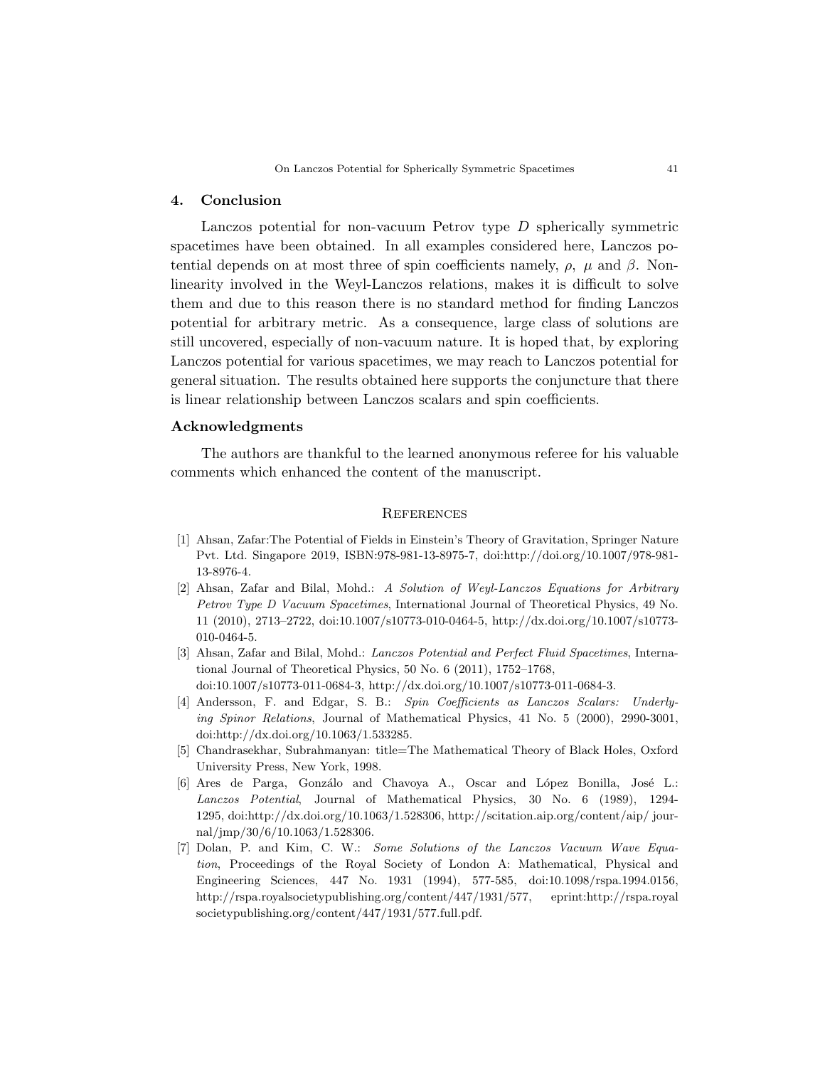## 4. Conclusion

Lanczos potential for non-vacuum Petrov type $D$ spherically symmetric spacetimes have been obtained. In all examples considered here, Lanczos potential depends on at most three of spin coefficients namely, $\rho$, $\mu$ and $\beta$. Nonlinearity involved in the Weyl-Lanczos relations, makes it is difficult to solve them and due to this reason there is no standard method for finding Lanczos potential for arbitrary metric. As a consequence, large class of solutions are still uncovered, especially of non-vacuum nature. It is hoped that, by exploring Lanczos potential for various spacetimes, we may reach to Lanczos potential for general situation. The results obtained here supports the conjuncture that there is linear relationship between Lanczos scalars and spin coefficients.

## Acknowledgments

The authors are thankful to the learned anonymous referee for his valuable comments which enhanced the content of the manuscript.

## References

[1] Ahsan, Zafar:The Potential of Fields in Einstein's Theory of Gravitation, Springer Nature Pvt. Ltd. Singapore 2019, ISBN:978-981-13-8975-7, doi:http://doi.org/10.1007/978-981-13-8976-4.

[2] Ahsan, Zafar and Bilal, Mohd.: *A Solution of Weyl-Lanczos Equations for Arbitrary Petrov Type D Vacuum Spacetimes*, International Journal of Theoretical Physics, 49 No. 11 (2010), 2713–2722, doi:10.1007/s10773-010-0464-5, http://dx.doi.org/10.1007/s10773-010-0464-5.

[3] Ahsan, Zafar and Bilal, Mohd.: *Lanczos Potential and Perfect Fluid Spacetimes*, International Journal of Theoretical Physics, 50 No. 6 (2011), 1752–1768, doi:10.1007/s10773-011-0684-3, http://dx.doi.org/10.1007/s10773-011-0684-3.

[4] Andersson, F. and Edgar, S. B.: *Spin Coefficients as Lanczos Scalars: Underlying Spinor Relations*, Journal of Mathematical Physics, 41 No. 5 (2000), 2990-3001, doi:http://dx.doi.org/10.1063/1.533285.

[5] Chandrasekhar, Subrahmanyan: title=The Mathematical Theory of Black Holes, Oxford University Press, New York, 1998.

[6] Ares de Parga, Gonzálo and Chavoya A., Oscar and López Bonilla, José L.: *Lanczos Potential*, Journal of Mathematical Physics, 30 No. 6 (1989), 1294-1295, doi:http://dx.doi.org/10.1063/1.528306, http://scitation.aip.org/content/aip/ journal/jmp/30/6/10.1063/1.528306.

[7] Dolan, P. and Kim, C. W.: *Some Solutions of the Lanczos Vacuum Wave Equation*, Proceedings of the Royal Society of London A: Mathematical, Physical and Engineering Sciences, 447 No. 1931 (1994), 577-585, doi:10.1098/rspa.1994.0156, http://rspa.royalsocietypublishing.org/content/447/1931/577, eprint:http://rspa.royal societypublishing.org/content/447/1931/577.full.pdf.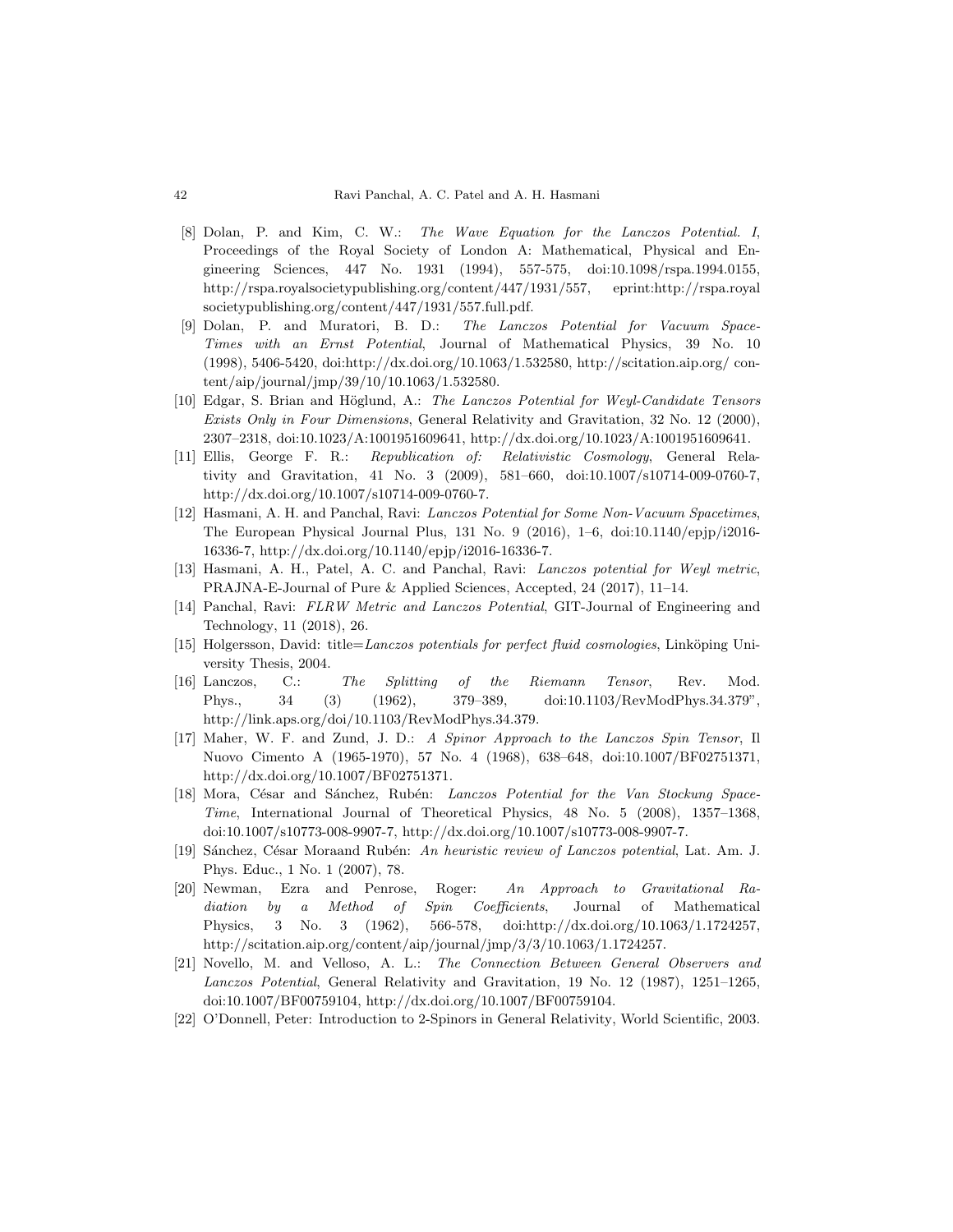[8] Dolan, P. and Kim, C. W.: *The Wave Equation for the Lanczos Potential. I*, Proceedings of the Royal Society of London A: Mathematical, Physical and Engineering Sciences, 447 No. 1931 (1994), 557-575, doi:10.1098/rspa.1994.0155, http://rspa.royalsocietypublishing.org/content/447/1931/557, eprint:http://rspa.royal societypublishing.org/content/447/1931/557.full.pdf.

[9] Dolan, P. and Muratori, B. D.: *The Lanczos Potential for Vacuum Space-Times with an Ernst Potential*, Journal of Mathematical Physics, 39 No. 10 (1998), 5406-5420, doi:http://dx.doi.org/10.1063/1.532580, http://scitation.aip.org/ content/aip/journal/jmp/39/10/10.1063/1.532580.

[10] Edgar, S. Brian and Höglund, A.: *The Lanczos Potential for Weyl-Candidate Tensors Exists Only in Four Dimensions*, General Relativity and Gravitation, 32 No. 12 (2000), 2307–2318, doi:10.1023/A:1001951609641, http://dx.doi.org/10.1023/A:1001951609641.

[11] Ellis, George F. R.: *Republication of: Relativistic Cosmology*, General Relativity and Gravitation, 41 No. 3 (2009), 581–660, doi:10.1007/s10714-009-0760-7, http://dx.doi.org/10.1007/s10714-009-0760-7.

[12] Hasmani, A. H. and Panchal, Ravi: *Lanczos Potential for Some Non-Vacuum Spacetimes*, The European Physical Journal Plus, 131 No. 9 (2016), 1–6, doi:10.1140/epjp/i2016-16336-7, http://dx.doi.org/10.1140/epjp/i2016-16336-7.

[13] Hasmani, A. H., Patel, A. C. and Panchal, Ravi: *Lanczos potential for Weyl metric*, PRAJNA-E-Journal of Pure & Applied Sciences, Accepted, 24 (2017), 11–14.

[14] Panchal, Ravi: *FLRW Metric and Lanczos Potential*, GIT-Journal of Engineering and Technology, 11 (2018), 26.

[15] Holgersson, David: title=*Lanczos potentials for perfect fluid cosmologies*, Linköping University Thesis, 2004.

[16] Lanczos, C.: *The Splitting of the Riemann Tensor*, Rev. Mod. Phys., 34 (3) (1962), 379–389, doi:10.1103/RevModPhys.34.379", http://link.aps.org/doi/10.1103/RevModPhys.34.379.

[17] Maher, W. F. and Zund, J. D.: *A Spinor Approach to the Lanczos Spin Tensor*, Il Nuovo Cimento A (1965-1970), 57 No. 4 (1968), 638–648, doi:10.1007/BF02751371, http://dx.doi.org/10.1007/BF02751371.

[18] Mora, César and Sánchez, Rubén: *Lanczos Potential for the Van Stockung Space-Time*, International Journal of Theoretical Physics, 48 No. 5 (2008), 1357–1368, doi:10.1007/s10773-008-9907-7, http://dx.doi.org/10.1007/s10773-008-9907-7.

[19] Sánchez, César Moraand Rubén: *An heuristic review of Lanczos potential*, Lat. Am. J. Phys. Educ., 1 No. 1 (2007), 78.

[20] Newman, Ezra and Penrose, Roger: *An Approach to Gravitational Radiation by a Method of Spin Coefficients*, Journal of Mathematical Physics, 3 No. 3 (1962), 566-578, doi:http://dx.doi.org/10.1063/1.1724257, http://scitation.aip.org/content/aip/journal/jmp/3/3/10.1063/1.1724257.

[21] Novello, M. and Velloso, A. L.: *The Connection Between General Observers and Lanczos Potential*, General Relativity and Gravitation, 19 No. 12 (1987), 1251–1265, doi:10.1007/BF00759104, http://dx.doi.org/10.1007/BF00759104.

[22] O'Donnell, Peter: Introduction to 2-Spinors in General Relativity, World Scientific, 2003.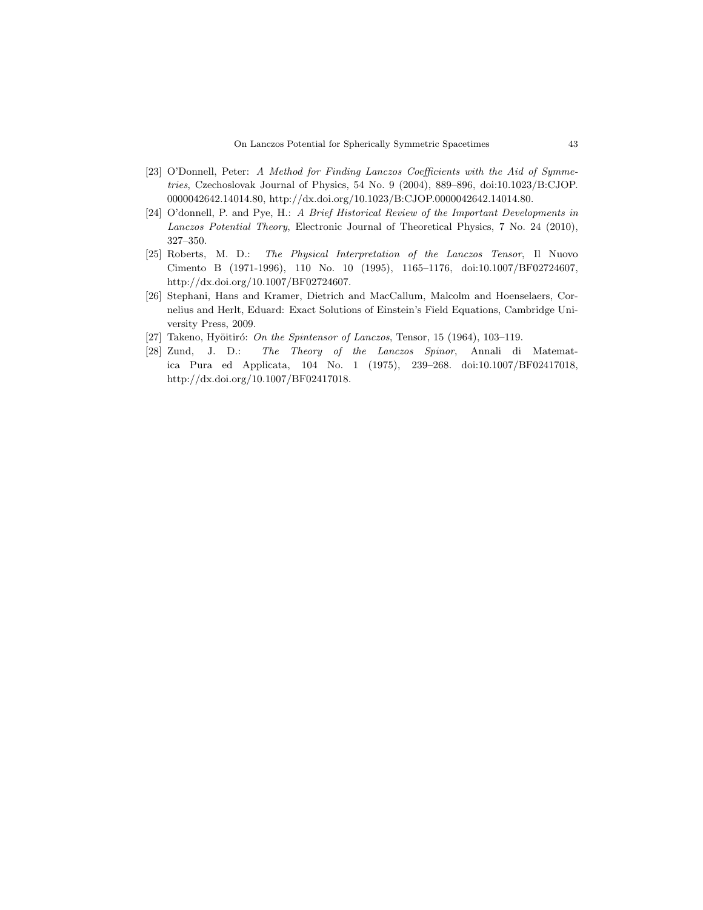[23] O'Donnell, Peter: *A Method for Finding Lanczos Coefficients with the Aid of Symmetries*, Czechoslovak Journal of Physics, 54 No. 9 (2004), 889–896, doi:10.1023/B:CJOP.0000042642.14014.80, http://dx.doi.org/10.1023/B:CJOP.0000042642.14014.80.

[24] O'donnell, P. and Pye, H.: *A Brief Historical Review of the Important Developments in Lanczos Potential Theory*, Electronic Journal of Theoretical Physics, 7 No. 24 (2010), 327–350.

[25] Roberts, M. D.: *The Physical Interpretation of the Lanczos Tensor*, Il Nuovo Cimento B (1971-1996), 110 No. 10 (1995), 1165–1176, doi:10.1007/BF02724607, http://dx.doi.org/10.1007/BF02724607.

[26] Stephani, Hans and Kramer, Dietrich and MacCallum, Malcolm and Hoenselaers, Cornelius and Herlt, Eduard: Exact Solutions of Einstein's Field Equations, Cambridge University Press, 2009.

[27] Takeno, Hyöitiró: *On the Spintensor of Lanczos*, Tensor, 15 (1964), 103–119.

[28] Zund, J. D.: *The Theory of the Lanczos Spinor*, Annali di Matematica Pura ed Applicata, 104 No. 1 (1975), 239–268. doi:10.1007/BF02417018, http://dx.doi.org/10.1007/BF02417018.